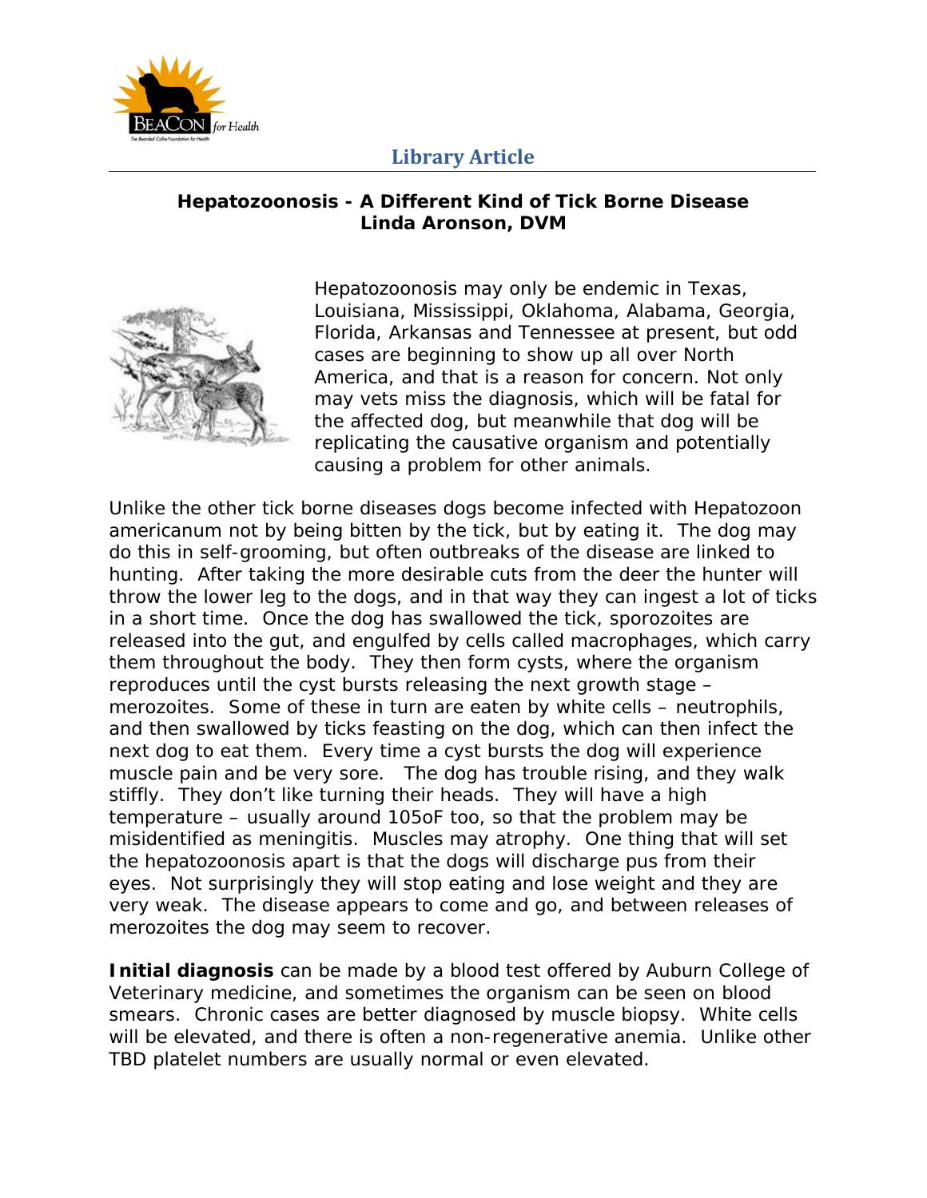Library Article

**Hepatozoonosis - A Different Kind of Tick Borne Disease**
**Linda Aronson, DVM**

Hepatozoonosis may only be endemic in Texas, Louisiana, Mississippi, Oklahoma, Alabama, Georgia, Florida, Arkansas and Tennessee at present, but odd cases are beginning to show up all over North America, and that is a reason for concern. Not only may vets miss the diagnosis, which will be fatal for the affected dog, but meanwhile that dog will be replicating the causative organism and potentially causing a problem for other animals.

Unlike the other tick borne diseases dogs become infected with Hepatozoon americanum not by being bitten by the tick, but by eating it. The dog may do this in self-grooming, but often outbreaks of the disease are linked to hunting. After taking the more desirable cuts from the deer the hunter will throw the lower leg to the dogs, and in that way they can ingest a lot of ticks in a short time. Once the dog has swallowed the tick, sporozoites are released into the gut, and engulfed by cells called macrophages, which carry them throughout the body. They then form cysts, where the organism reproduces until the cyst bursts releasing the next growth stage – merozoites. Some of these in turn are eaten by white cells – neutrophils, and then swallowed by ticks feasting on the dog, which can then infect the next dog to eat them. Every time a cyst bursts the dog will experience muscle pain and be very sore. The dog has trouble rising, and they walk stiffly. They don't like turning their heads. They will have a high temperature – usually around 105oF too, so that the problem may be misidentified as meningitis. Muscles may atrophy. One thing that will set the hepatozoonosis apart is that the dogs will discharge pus from their eyes. Not surprisingly they will stop eating and lose weight and they are very weak. The disease appears to come and go, and between releases of merozoites the dog may seem to recover.

**Initial diagnosis** can be made by a blood test offered by Auburn College of Veterinary medicine, and sometimes the organism can be seen on blood smears. Chronic cases are better diagnosed by muscle biopsy. White cells will be elevated, and there is often a non-regenerative anemia. Unlike other TBD platelet numbers are usually normal or even elevated.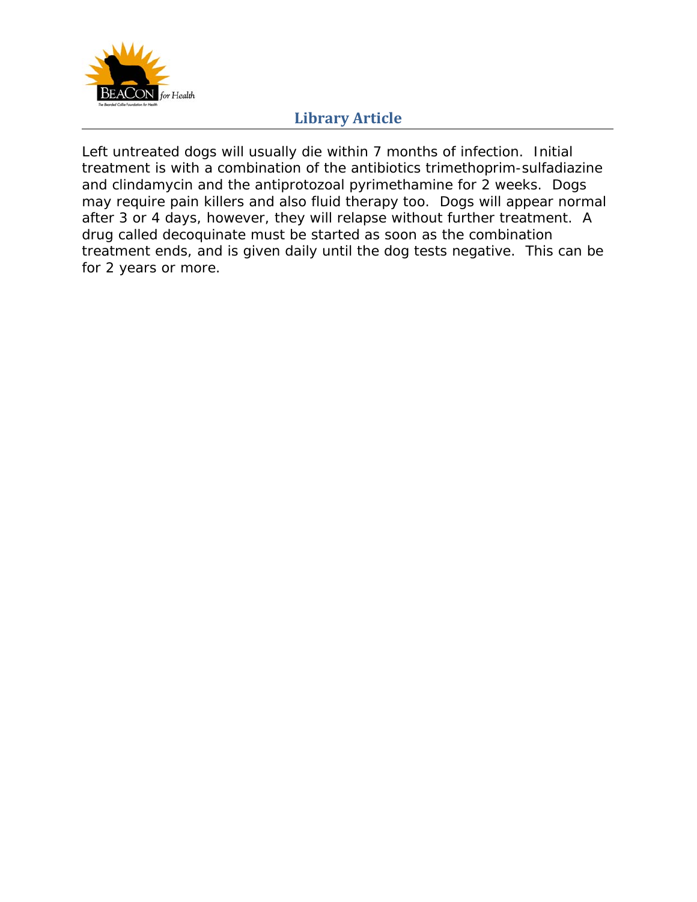Left untreated dogs will usually die within 7 months of infection. Initial treatment is with a combination of the antibiotics trimethoprim-sulfadiazine and clindamycin and the antiprotozoal pyrimethamine for 2 weeks. Dogs may require pain killers and also fluid therapy too. Dogs will appear normal after 3 or 4 days, however, they will relapse without further treatment. A drug called decoquinate must be started as soon as the combination treatment ends, and is given daily until the dog tests negative. This can be for 2 years or more.